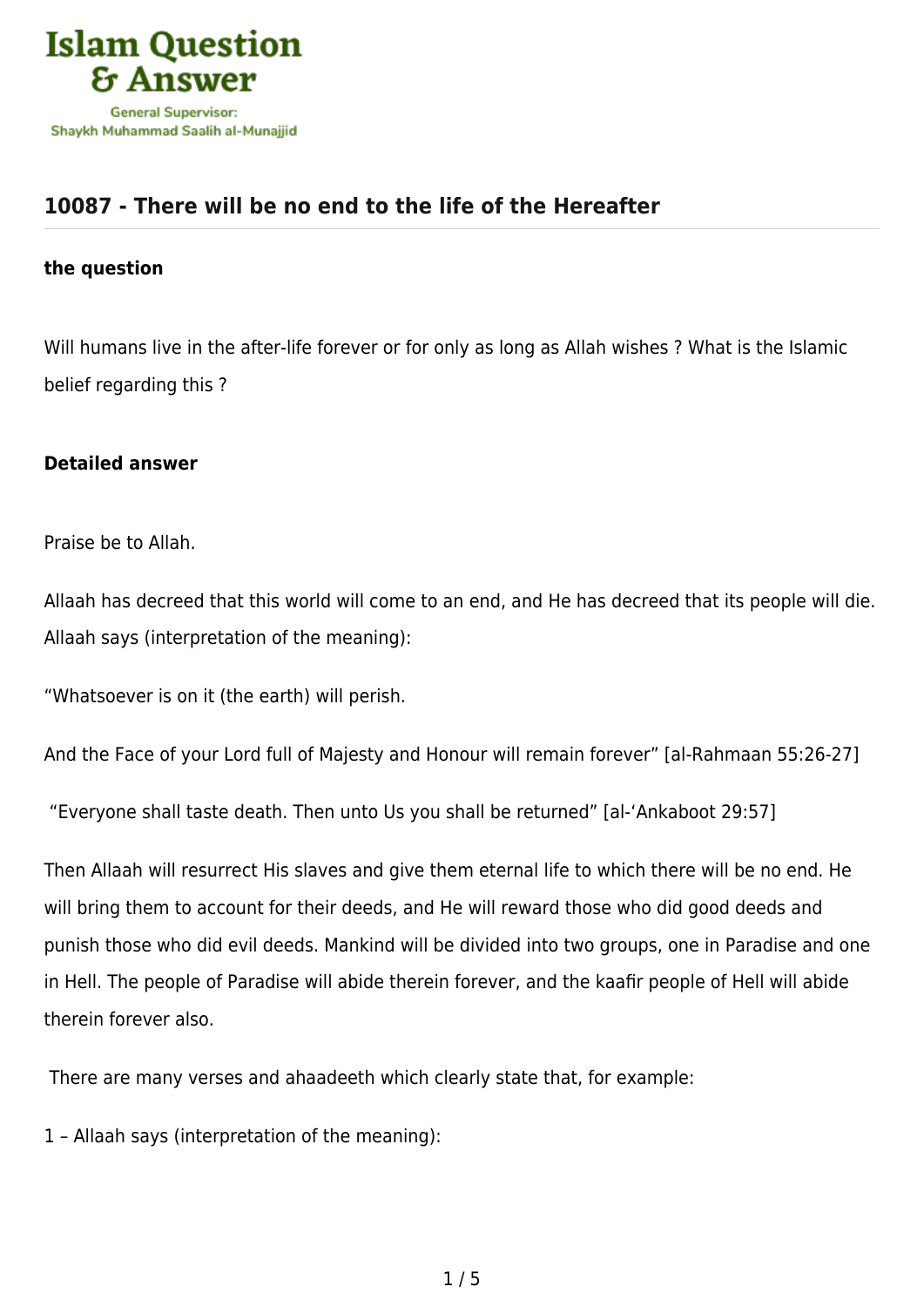# 10087 - There will be no end to the life of the Hereafter

**the question**

Will humans live in the after-life forever or for only as long as Allah wishes ? What is the Islamic belief regarding this ?

**Detailed answer**

Praise be to Allah.

Allaah has decreed that this world will come to an end, and He has decreed that its people will die. Allaah says (interpretation of the meaning):

"Whatsoever is on it (the earth) will perish.

And the Face of your Lord full of Majesty and Honour will remain forever" [al-Rahmaan 55:26-27]

"Everyone shall taste death. Then unto Us you shall be returned" [al-'Ankaboot 29:57]

Then Allaah will resurrect His slaves and give them eternal life to which there will be no end. He will bring them to account for their deeds, and He will reward those who did good deeds and punish those who did evil deeds. Mankind will be divided into two groups, one in Paradise and one in Hell. The people of Paradise will abide therein forever, and the kaafir people of Hell will abide therein forever also.

There are many verses and ahaadeeth which clearly state that, for example:

1 – Allaah says (interpretation of the meaning):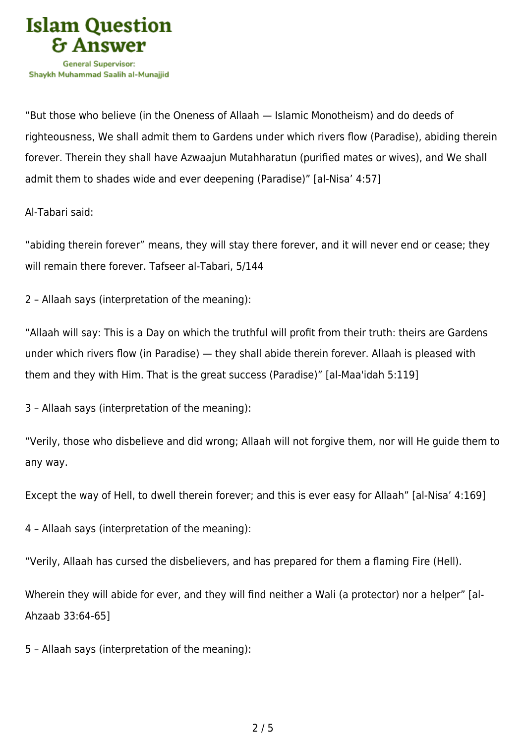"But those who believe (in the Oneness of Allaah — Islamic Monotheism) and do deeds of righteousness, We shall admit them to Gardens under which rivers flow (Paradise), abiding therein forever. Therein they shall have Azwaajun Mutahharatun (purified mates or wives), and We shall admit them to shades wide and ever deepening (Paradise)" [al-Nisa' 4:57]

Al-Tabari said:

"abiding therein forever" means, they will stay there forever, and it will never end or cease; they will remain there forever. Tafseer al-Tabari, 5/144

2 – Allaah says (interpretation of the meaning):

"Allaah will say: This is a Day on which the truthful will profit from their truth: theirs are Gardens under which rivers flow (in Paradise) — they shall abide therein forever. Allaah is pleased with them and they with Him. That is the great success (Paradise)" [al-Maa'idah 5:119]

3 – Allaah says (interpretation of the meaning):

"Verily, those who disbelieve and did wrong; Allaah will not forgive them, nor will He guide them to any way.

Except the way of Hell, to dwell therein forever; and this is ever easy for Allaah" [al-Nisa' 4:169]

4 – Allaah says (interpretation of the meaning):

"Verily, Allaah has cursed the disbelievers, and has prepared for them a flaming Fire (Hell).

Wherein they will abide for ever, and they will find neither a Wali (a protector) nor a helper" [al-Ahzaab 33:64-65]

5 – Allaah says (interpretation of the meaning):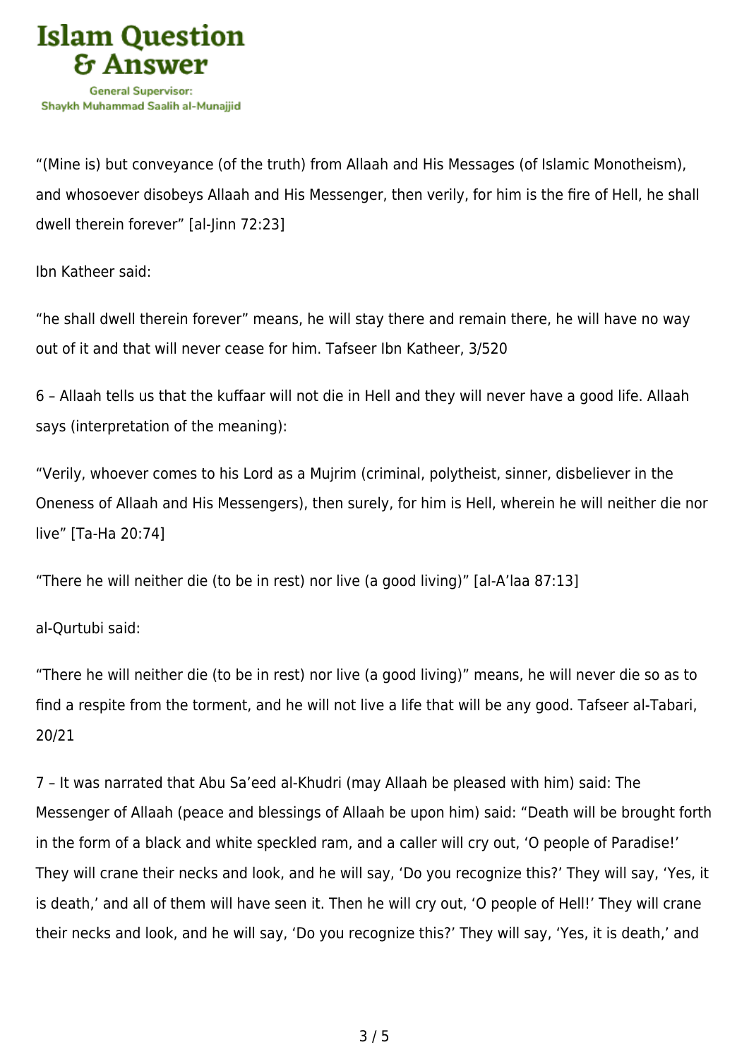"(Mine is) but conveyance (of the truth) from Allaah and His Messages (of Islamic Monotheism), and whosoever disobeys Allaah and His Messenger, then verily, for him is the fire of Hell, he shall dwell therein forever" [al-Jinn 72:23]

Ibn Katheer said:

"he shall dwell therein forever" means, he will stay there and remain there, he will have no way out of it and that will never cease for him. Tafseer Ibn Katheer, 3/520

6 – Allaah tells us that the kuffaar will not die in Hell and they will never have a good life. Allaah says (interpretation of the meaning):

"Verily, whoever comes to his Lord as a Mujrim (criminal, polytheist, sinner, disbeliever in the Oneness of Allaah and His Messengers), then surely, for him is Hell, wherein he will neither die nor live" [Ta-Ha 20:74]

"There he will neither die (to be in rest) nor live (a good living)" [al-A'laa 87:13]

al-Qurtubi said:

"There he will neither die (to be in rest) nor live (a good living)" means, he will never die so as to find a respite from the torment, and he will not live a life that will be any good. Tafseer al-Tabari, 20/21

7 – It was narrated that Abu Sa'eed al-Khudri (may Allaah be pleased with him) said: The Messenger of Allaah (peace and blessings of Allaah be upon him) said: "Death will be brought forth in the form of a black and white speckled ram, and a caller will cry out, 'O people of Paradise!' They will crane their necks and look, and he will say, 'Do you recognize this?' They will say, 'Yes, it is death,' and all of them will have seen it. Then he will cry out, 'O people of Hell!' They will crane their necks and look, and he will say, 'Do you recognize this?' They will say, 'Yes, it is death,' and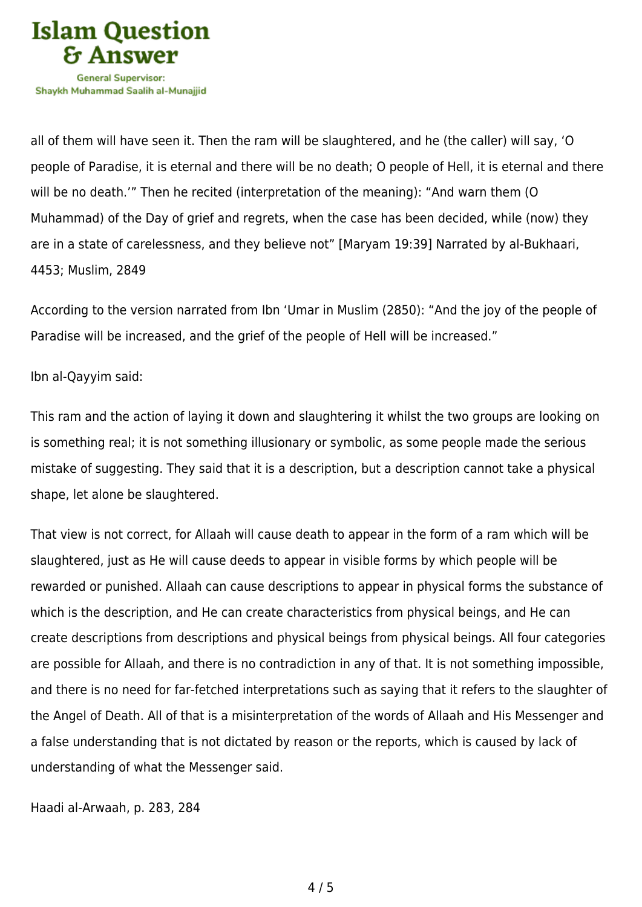all of them will have seen it. Then the ram will be slaughtered, and he (the caller) will say, 'O people of Paradise, it is eternal and there will be no death; O people of Hell, it is eternal and there will be no death.'" Then he recited (interpretation of the meaning): "And warn them (O Muhammad) of the Day of grief and regrets, when the case has been decided, while (now) they are in a state of carelessness, and they believe not" [Maryam 19:39] Narrated by al-Bukhaari, 4453; Muslim, 2849

According to the version narrated from Ibn 'Umar in Muslim (2850): "And the joy of the people of Paradise will be increased, and the grief of the people of Hell will be increased."

Ibn al-Qayyim said:

This ram and the action of laying it down and slaughtering it whilst the two groups are looking on is something real; it is not something illusionary or symbolic, as some people made the serious mistake of suggesting. They said that it is a description, but a description cannot take a physical shape, let alone be slaughtered.

That view is not correct, for Allaah will cause death to appear in the form of a ram which will be slaughtered, just as He will cause deeds to appear in visible forms by which people will be rewarded or punished. Allaah can cause descriptions to appear in physical forms the substance of which is the description, and He can create characteristics from physical beings, and He can create descriptions from descriptions and physical beings from physical beings. All four categories are possible for Allaah, and there is no contradiction in any of that. It is not something impossible, and there is no need for far-fetched interpretations such as saying that it refers to the slaughter of the Angel of Death. All of that is a misinterpretation of the words of Allaah and His Messenger and a false understanding that is not dictated by reason or the reports, which is caused by lack of understanding of what the Messenger said.

Haadi al-Arwaah, p. 283, 284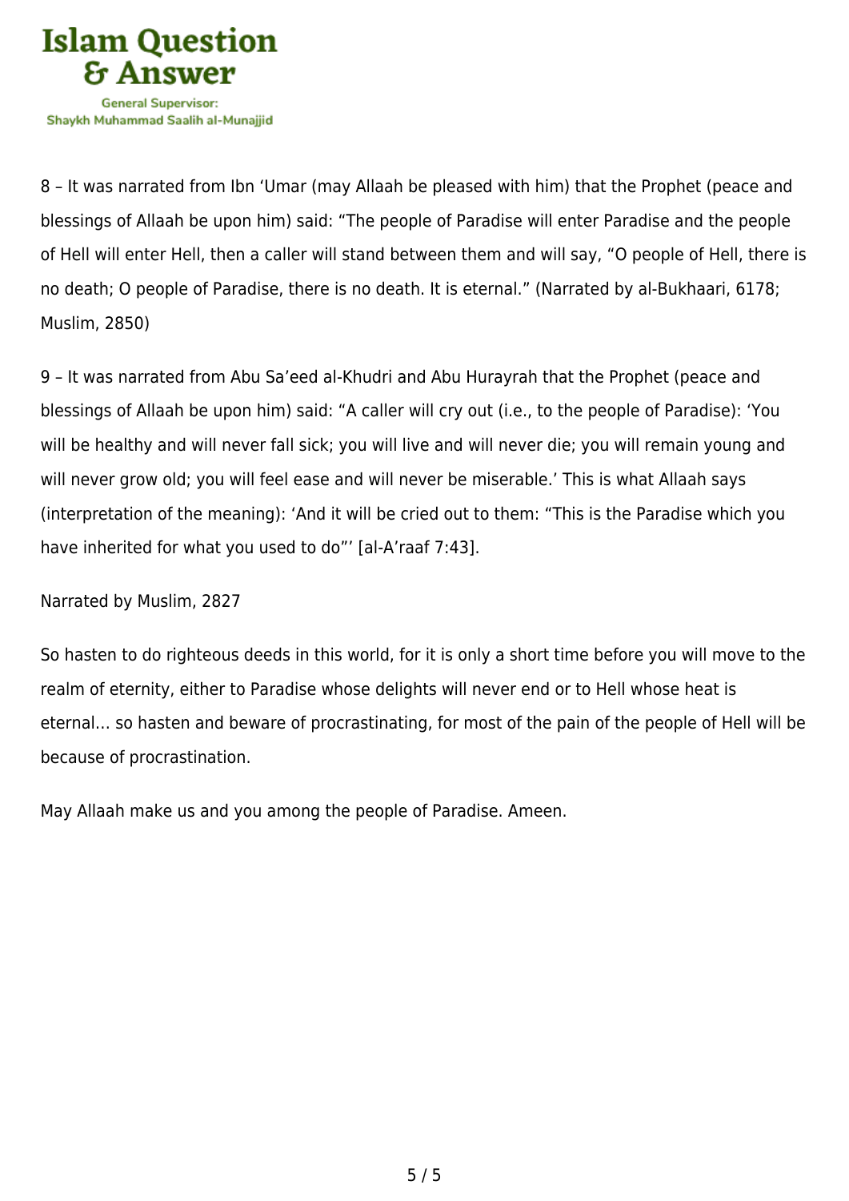8 – It was narrated from Ibn ‘Umar (may Allaah be pleased with him) that the Prophet (peace and blessings of Allaah be upon him) said: “The people of Paradise will enter Paradise and the people of Hell will enter Hell, then a caller will stand between them and will say, “O people of Hell, there is no death; O people of Paradise, there is no death. It is eternal.” (Narrated by al-Bukhaari, 6178; Muslim, 2850)

9 – It was narrated from Abu Sa’eed al-Khudri and Abu Hurayrah that the Prophet (peace and blessings of Allaah be upon him) said: “A caller will cry out (i.e., to the people of Paradise): ‘You will be healthy and will never fall sick; you will live and will never die; you will remain young and will never grow old; you will feel ease and will never be miserable.’ This is what Allaah says (interpretation of the meaning): ‘And it will be cried out to them: “This is the Paradise which you have inherited for what you used to do”’ [al-A’raaf 7:43].

Narrated by Muslim, 2827

So hasten to do righteous deeds in this world, for it is only a short time before you will move to the realm of eternity, either to Paradise whose delights will never end or to Hell whose heat is eternal… so hasten and beware of procrastinating, for most of the pain of the people of Hell will be because of procrastination.

May Allaah make us and you among the people of Paradise. Ameen.